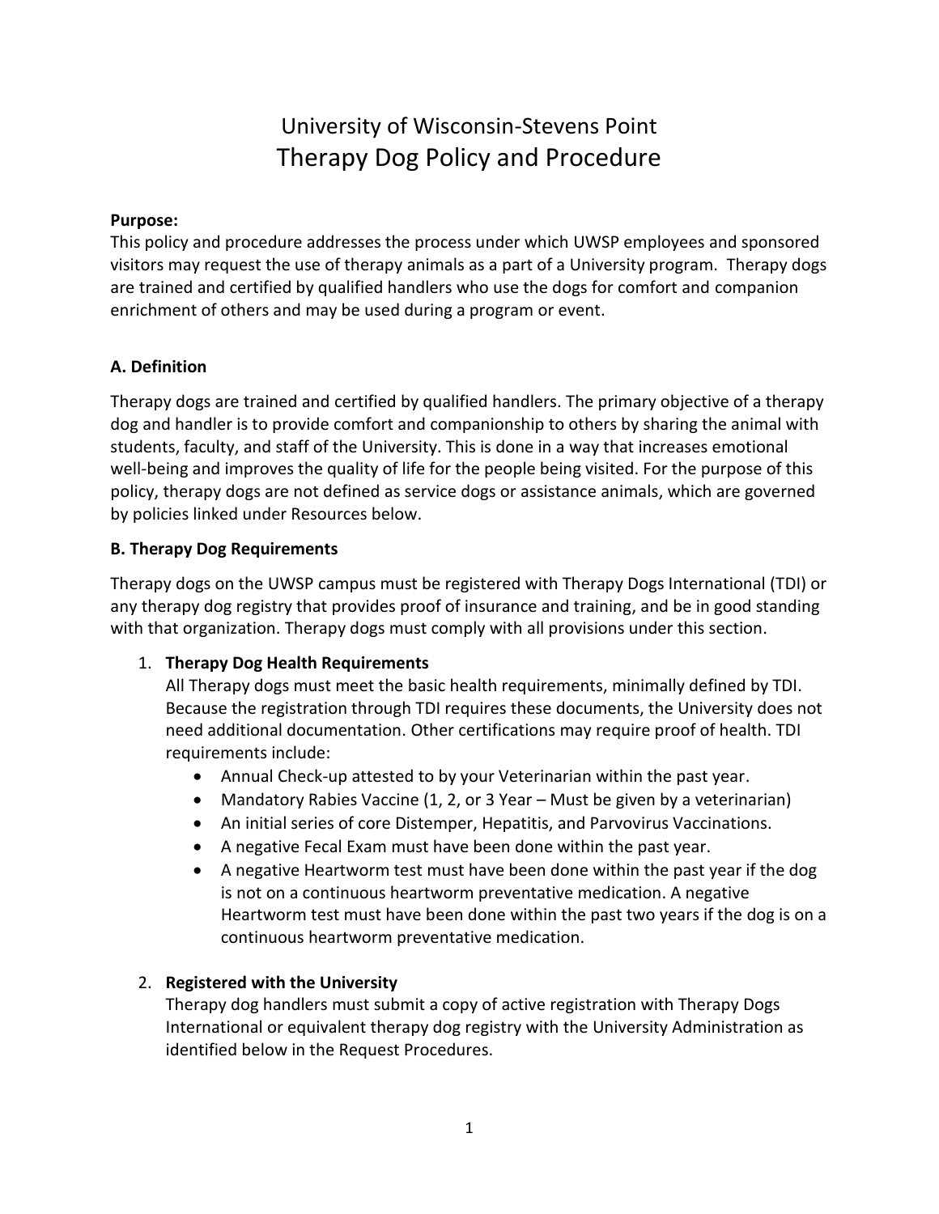# University of Wisconsin-Stevens Point
# Therapy Dog Policy and Procedure

**Purpose:**
This policy and procedure addresses the process under which UWSP employees and sponsored visitors may request the use of therapy animals as a part of a University program. Therapy dogs are trained and certified by qualified handlers who use the dogs for comfort and companion enrichment of others and may be used during a program or event.

## A. Definition

Therapy dogs are trained and certified by qualified handlers. The primary objective of a therapy dog and handler is to provide comfort and companionship to others by sharing the animal with students, faculty, and staff of the University. This is done in a way that increases emotional well-being and improves the quality of life for the people being visited. For the purpose of this policy, therapy dogs are not defined as service dogs or assistance animals, which are governed by policies linked under Resources below.

## B. Therapy Dog Requirements

Therapy dogs on the UWSP campus must be registered with Therapy Dogs International (TDI) or any therapy dog registry that provides proof of insurance and training, and be in good standing with that organization. Therapy dogs must comply with all provisions under this section.

1. **Therapy Dog Health Requirements**
   All Therapy dogs must meet the basic health requirements, minimally defined by TDI. Because the registration through TDI requires these documents, the University does not need additional documentation. Other certifications may require proof of health. TDI requirements include:
   - Annual Check-up attested to by your Veterinarian within the past year.
   - Mandatory Rabies Vaccine (1, 2, or 3 Year – Must be given by a veterinarian)
   - An initial series of core Distemper, Hepatitis, and Parvovirus Vaccinations.
   - A negative Fecal Exam must have been done within the past year.
   - A negative Heartworm test must have been done within the past year if the dog is not on a continuous heartworm preventative medication. A negative Heartworm test must have been done within the past two years if the dog is on a continuous heartworm preventative medication.

2. **Registered with the University**
   Therapy dog handlers must submit a copy of active registration with Therapy Dogs International or equivalent therapy dog registry with the University Administration as identified below in the Request Procedures.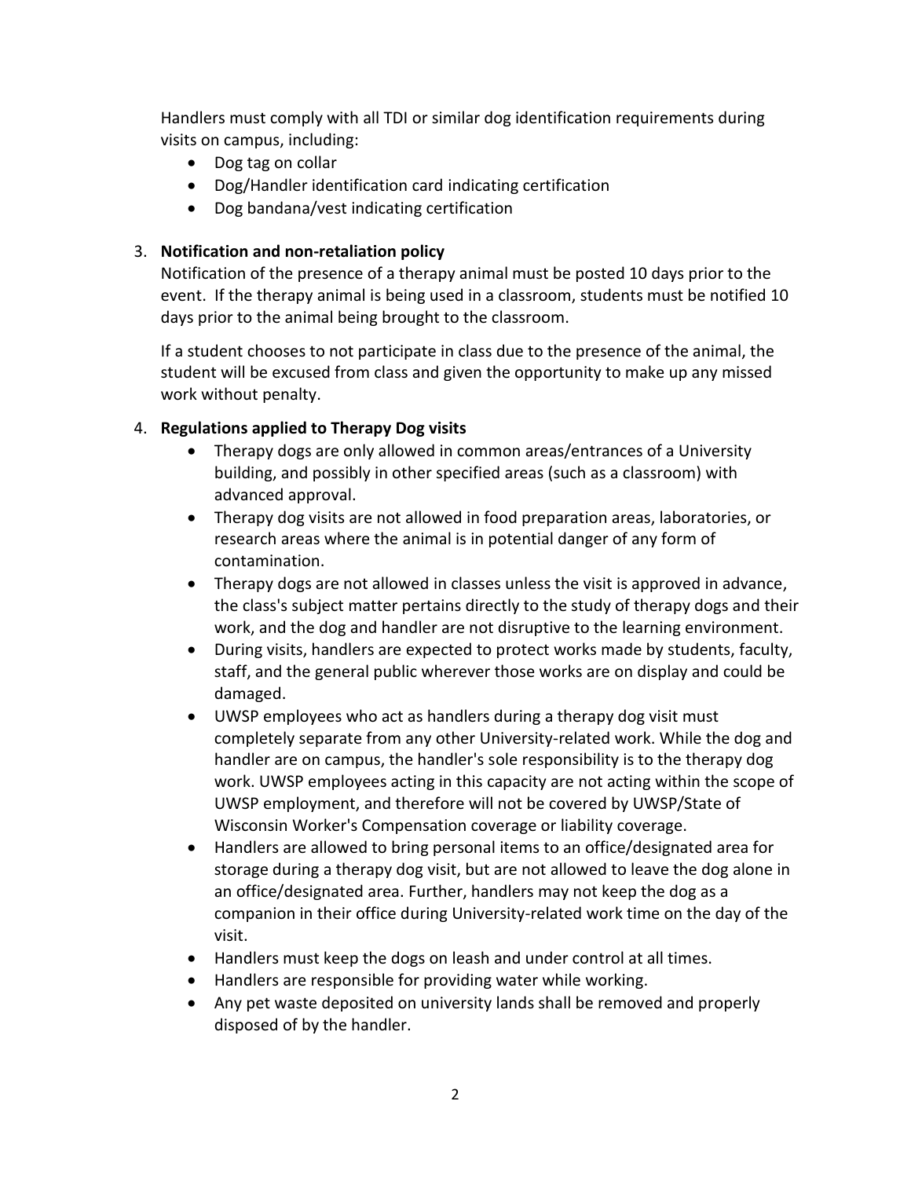Handlers must comply with all TDI or similar dog identification requirements during visits on campus, including:

- Dog tag on collar
- Dog/Handler identification card indicating certification
- Dog bandana/vest indicating certification

3. **Notification and non-retaliation policy**

   Notification of the presence of a therapy animal must be posted 10 days prior to the event. If the therapy animal is being used in a classroom, students must be notified 10 days prior to the animal being brought to the classroom.

   If a student chooses to not participate in class due to the presence of the animal, the student will be excused from class and given the opportunity to make up any missed work without penalty.

4. **Regulations applied to Therapy Dog visits**
   - Therapy dogs are only allowed in common areas/entrances of a University building, and possibly in other specified areas (such as a classroom) with advanced approval.
   - Therapy dog visits are not allowed in food preparation areas, laboratories, or research areas where the animal is in potential danger of any form of contamination.
   - Therapy dogs are not allowed in classes unless the visit is approved in advance, the class's subject matter pertains directly to the study of therapy dogs and their work, and the dog and handler are not disruptive to the learning environment.
   - During visits, handlers are expected to protect works made by students, faculty, staff, and the general public wherever those works are on display and could be damaged.
   - UWSP employees who act as handlers during a therapy dog visit must completely separate from any other University-related work. While the dog and handler are on campus, the handler's sole responsibility is to the therapy dog work. UWSP employees acting in this capacity are not acting within the scope of UWSP employment, and therefore will not be covered by UWSP/State of Wisconsin Worker's Compensation coverage or liability coverage.
   - Handlers are allowed to bring personal items to an office/designated area for storage during a therapy dog visit, but are not allowed to leave the dog alone in an office/designated area. Further, handlers may not keep the dog as a companion in their office during University-related work time on the day of the visit.
   - Handlers must keep the dogs on leash and under control at all times.
   - Handlers are responsible for providing water while working.
   - Any pet waste deposited on university lands shall be removed and properly disposed of by the handler.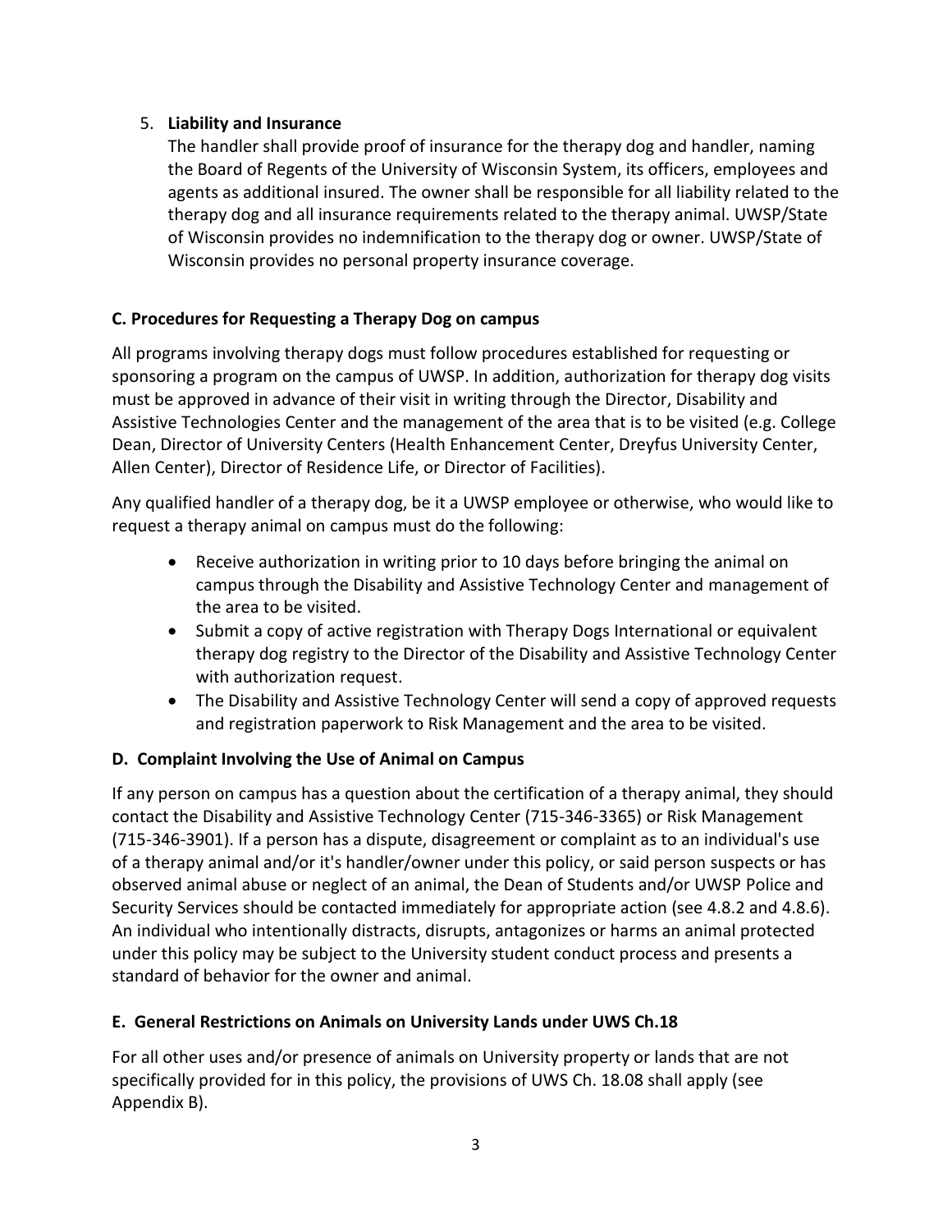5. **Liability and Insurance**
   The handler shall provide proof of insurance for the therapy dog and handler, naming the Board of Regents of the University of Wisconsin System, its officers, employees and agents as additional insured. The owner shall be responsible for all liability related to the therapy dog and all insurance requirements related to the therapy animal. UWSP/State of Wisconsin provides no indemnification to the therapy dog or owner. UWSP/State of Wisconsin provides no personal property insurance coverage.

### C. Procedures for Requesting a Therapy Dog on campus

All programs involving therapy dogs must follow procedures established for requesting or sponsoring a program on the campus of UWSP. In addition, authorization for therapy dog visits must be approved in advance of their visit in writing through the Director, Disability and Assistive Technologies Center and the management of the area that is to be visited (e.g. College Dean, Director of University Centers (Health Enhancement Center, Dreyfus University Center, Allen Center), Director of Residence Life, or Director of Facilities).

Any qualified handler of a therapy dog, be it a UWSP employee or otherwise, who would like to request a therapy animal on campus must do the following:

- Receive authorization in writing prior to 10 days before bringing the animal on campus through the Disability and Assistive Technology Center and management of the area to be visited.
- Submit a copy of active registration with Therapy Dogs International or equivalent therapy dog registry to the Director of the Disability and Assistive Technology Center with authorization request.
- The Disability and Assistive Technology Center will send a copy of approved requests and registration paperwork to Risk Management and the area to be visited.

### D. Complaint Involving the Use of Animal on Campus

If any person on campus has a question about the certification of a therapy animal, they should contact the Disability and Assistive Technology Center (715-346-3365) or Risk Management (715-346-3901). If a person has a dispute, disagreement or complaint as to an individual's use of a therapy animal and/or it's handler/owner under this policy, or said person suspects or has observed animal abuse or neglect of an animal, the Dean of Students and/or UWSP Police and Security Services should be contacted immediately for appropriate action (see 4.8.2 and 4.8.6). An individual who intentionally distracts, disrupts, antagonizes or harms an animal protected under this policy may be subject to the University student conduct process and presents a standard of behavior for the owner and animal.

### E. General Restrictions on Animals on University Lands under UWS Ch.18

For all other uses and/or presence of animals on University property or lands that are not specifically provided for in this policy, the provisions of UWS Ch. 18.08 shall apply (see Appendix B).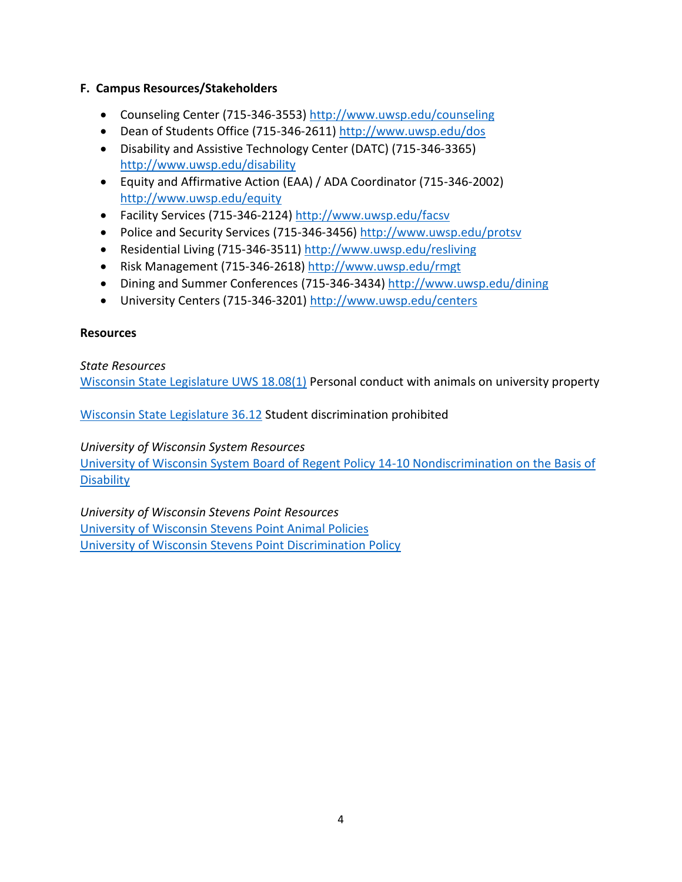### F. Campus Resources/Stakeholders

- Counseling Center (715-346-3553) http://www.uwsp.edu/counseling
- Dean of Students Office (715-346-2611) http://www.uwsp.edu/dos
- Disability and Assistive Technology Center (DATC) (715-346-3365) http://www.uwsp.edu/disability
- Equity and Affirmative Action (EAA) / ADA Coordinator (715-346-2002) http://www.uwsp.edu/equity
- Facility Services (715-346-2124) http://www.uwsp.edu/facsv
- Police and Security Services (715-346-3456) http://www.uwsp.edu/protsv
- Residential Living (715-346-3511) http://www.uwsp.edu/resliving
- Risk Management (715-346-2618) http://www.uwsp.edu/rmgt
- Dining and Summer Conferences (715-346-3434) http://www.uwsp.edu/dining
- University Centers (715-346-3201) http://www.uwsp.edu/centers

### Resources

*State Resources*

Wisconsin State Legislature UWS 18.08(1) Personal conduct with animals on university property

Wisconsin State Legislature 36.12 Student discrimination prohibited

*University of Wisconsin System Resources*

University of Wisconsin System Board of Regent Policy 14-10 Nondiscrimination on the Basis of Disability

*University of Wisconsin Stevens Point Resources*

University of Wisconsin Stevens Point Animal Policies

University of Wisconsin Stevens Point Discrimination Policy